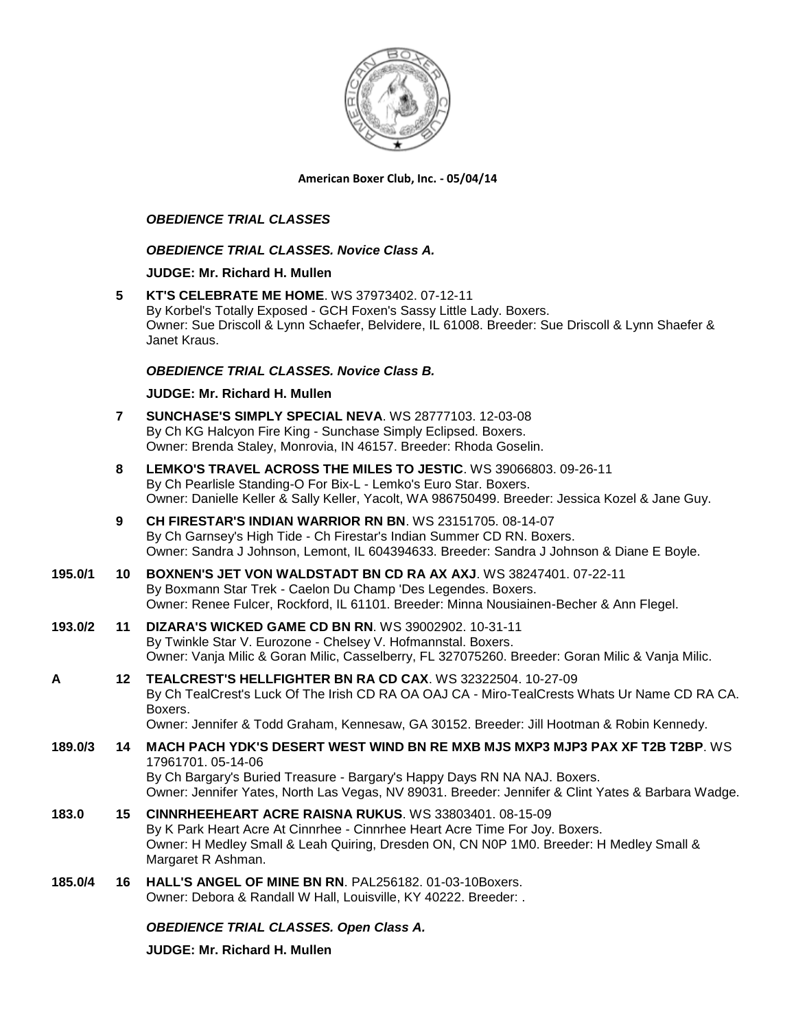**American Boxer Club, Inc. - 05/04/14**

***OBEDIENCE TRIAL CLASSES***

***OBEDIENCE TRIAL CLASSES. Novice Class A.***

**JUDGE: Mr. Richard H. Mullen**

**5** **KT'S CELEBRATE ME HOME**. WS 37973402. 07-12-11
By Korbel's Totally Exposed - GCH Foxen's Sassy Little Lady. Boxers.
Owner: Sue Driscoll & Lynn Schaefer, Belvidere, IL 61008. Breeder: Sue Driscoll & Lynn Shaefer & Janet Kraus.

***OBEDIENCE TRIAL CLASSES. Novice Class B.***

**JUDGE: Mr. Richard H. Mullen**

**7** **SUNCHASE'S SIMPLY SPECIAL NEVA**. WS 28777103. 12-03-08
By Ch KG Halcyon Fire King - Sunchase Simply Eclipsed. Boxers.
Owner: Brenda Staley, Monrovia, IN 46157. Breeder: Rhoda Goselin.

**8** **LEMKO'S TRAVEL ACROSS THE MILES TO JESTIC**. WS 39066803. 09-26-11
By Ch Pearlisle Standing-O For Bix-L - Lemko's Euro Star. Boxers.
Owner: Danielle Keller & Sally Keller, Yacolt, WA 986750499. Breeder: Jessica Kozel & Jane Guy.

**9** **CH FIRESTAR'S INDIAN WARRIOR RN BN**. WS 23151705. 08-14-07
By Ch Garnsey's High Tide - Ch Firestar's Indian Summer CD RN. Boxers.
Owner: Sandra J Johnson, Lemont, IL 604394633. Breeder: Sandra J Johnson & Diane E Boyle.

**195.0/1** **10** **BOXNEN'S JET VON WALDSTADT BN CD RA AX AXJ**. WS 38247401. 07-22-11
By Boxmann Star Trek - Caelon Du Champ 'Des Legendes. Boxers.
Owner: Renee Fulcer, Rockford, IL 61101. Breeder: Minna Nousiainen-Becher & Ann Flegel.

**193.0/2** **11** **DIZARA'S WICKED GAME CD BN RN**. WS 39002902. 10-31-11
By Twinkle Star V. Eurozone - Chelsey V. Hofmannstal. Boxers.
Owner: Vanja Milic & Goran Milic, Casselberry, FL 327075260. Breeder: Goran Milic & Vanja Milic.

**A** **12** **TEALCREST'S HELLFIGHTER BN RA CD CAX**. WS 32322504. 10-27-09
By Ch TealCrest's Luck Of The Irish CD RA OA OAJ CA - Miro-TealCrests Whats Ur Name CD RA CA. Boxers.
Owner: Jennifer & Todd Graham, Kennesaw, GA 30152. Breeder: Jill Hootman & Robin Kennedy.

**189.0/3** **14** **MACH PACH YDK'S DESERT WEST WIND BN RE MXB MJS MXP3 MJP3 PAX XF T2B T2BP**. WS 17961701. 05-14-06
By Ch Bargary's Buried Treasure - Bargary's Happy Days RN NA NAJ. Boxers.
Owner: Jennifer Yates, North Las Vegas, NV 89031. Breeder: Jennifer & Clint Yates & Barbara Wadge.

**183.0** **15** **CINNRHEEHEART ACRE RAISNA RUKUS**. WS 33803401. 08-15-09
By K Park Heart Acre At Cinnrhee - Cinnrhee Heart Acre Time For Joy. Boxers.
Owner: H Medley Small & Leah Quiring, Dresden ON, CN N0P 1M0. Breeder: H Medley Small & Margaret R Ashman.

**185.0/4** **16** **HALL'S ANGEL OF MINE BN RN**. PAL256182. 01-03-10Boxers.
Owner: Debora & Randall W Hall, Louisville, KY 40222. Breeder: .

***OBEDIENCE TRIAL CLASSES. Open Class A.***

**JUDGE: Mr. Richard H. Mullen**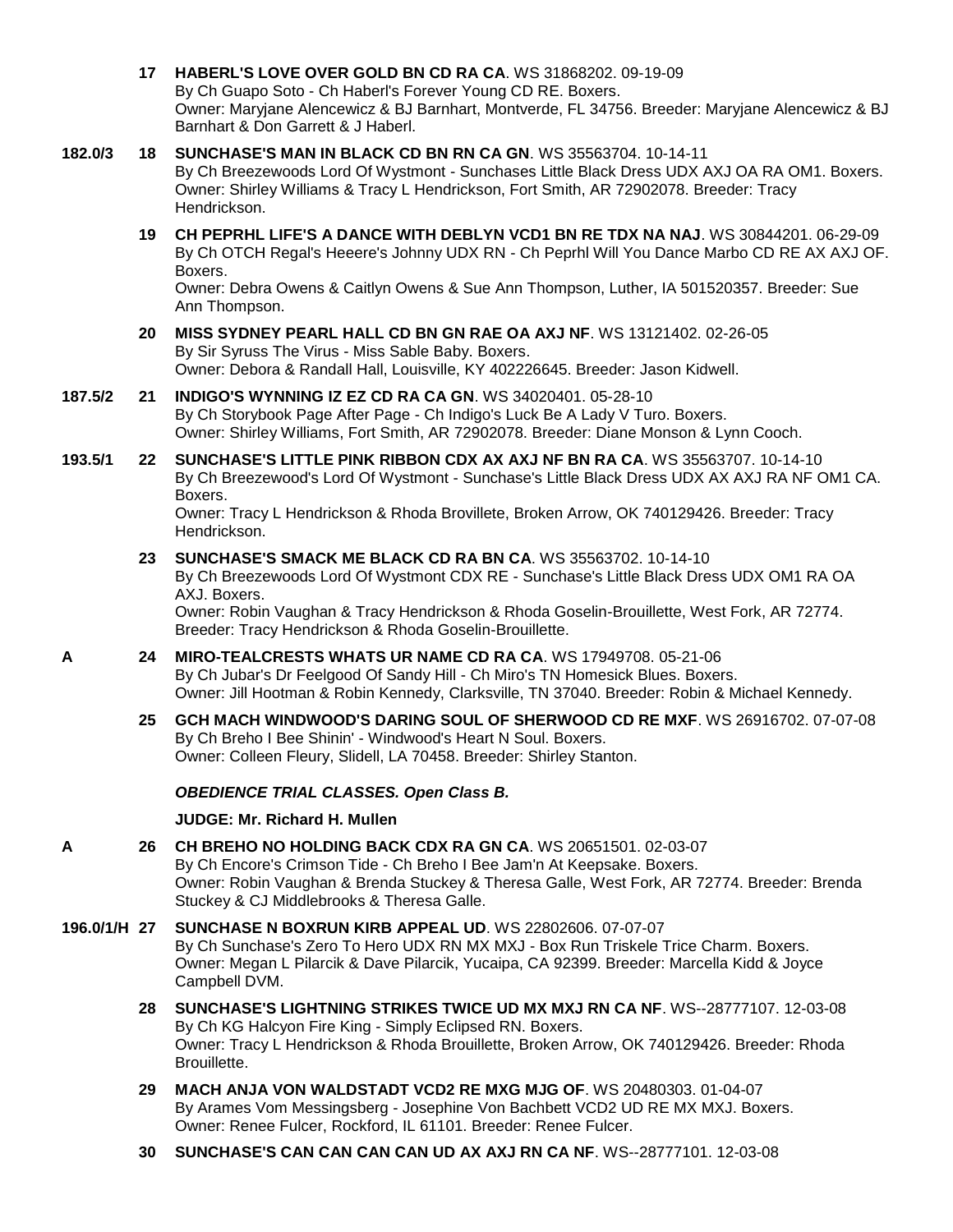17 **HABERL'S LOVE OVER GOLD BN CD RA CA**. WS 31868202. 09-19-09
By Ch Guapo Soto - Ch Haberl's Forever Young CD RE. Boxers.
Owner: Maryjane Alencewicz & BJ Barnhart, Montverde, FL 34756. Breeder: Maryjane Alencewicz & BJ Barnhart & Don Garrett & J Haberl.

182.0/3 18 **SUNCHASE'S MAN IN BLACK CD BN RN CA GN**. WS 35563704. 10-14-11
By Ch Breezewoods Lord Of Wystmont - Sunchases Little Black Dress UDX AXJ OA RA OM1. Boxers.
Owner: Shirley Williams & Tracy L Hendrickson, Fort Smith, AR 72902078. Breeder: Tracy Hendrickson.

19 **CH PEPRHL LIFE'S A DANCE WITH DEBLYN VCD1 BN RE TDX NA NAJ**. WS 30844201. 06-29-09
By Ch OTCH Regal's Heeere's Johnny UDX RN - Ch Peprhl Will You Dance Marbo CD RE AX AXJ OF. Boxers.
Owner: Debra Owens & Caitlyn Owens & Sue Ann Thompson, Luther, IA 501520357. Breeder: Sue Ann Thompson.

20 **MISS SYDNEY PEARL HALL CD BN GN RAE OA AXJ NF**. WS 13121402. 02-26-05
By Sir Syruss The Virus - Miss Sable Baby. Boxers.
Owner: Debora & Randall Hall, Louisville, KY 402226645. Breeder: Jason Kidwell.

187.5/2 21 **INDIGO'S WYNNING IZ EZ CD RA CA GN**. WS 34020401. 05-28-10
By Ch Storybook Page After Page - Ch Indigo's Luck Be A Lady V Turo. Boxers.
Owner: Shirley Williams, Fort Smith, AR 72902078. Breeder: Diane Monson & Lynn Cooch.

193.5/1 22 **SUNCHASE'S LITTLE PINK RIBBON CDX AX AXJ NF BN RA CA**. WS 35563707. 10-14-10
By Ch Breezewood's Lord Of Wystmont - Sunchase's Little Black Dress UDX AX AXJ RA NF OM1 CA. Boxers.
Owner: Tracy L Hendrickson & Rhoda Brovillete, Broken Arrow, OK 740129426. Breeder: Tracy Hendrickson.

23 **SUNCHASE'S SMACK ME BLACK CD RA BN CA**. WS 35563702. 10-14-10
By Ch Breezewoods Lord Of Wystmont CDX RE - Sunchase's Little Black Dress UDX OM1 RA OA AXJ. Boxers.
Owner: Robin Vaughan & Tracy Hendrickson & Rhoda Goselin-Brouillette, West Fork, AR 72774. Breeder: Tracy Hendrickson & Rhoda Goselin-Brouillette.

A 24 **MIRO-TEALCRESTS WHATS UR NAME CD RA CA**. WS 17949708. 05-21-06
By Ch Jubar's Dr Feelgood Of Sandy Hill - Ch Miro's TN Homesick Blues. Boxers.
Owner: Jill Hootman & Robin Kennedy, Clarksville, TN 37040. Breeder: Robin & Michael Kennedy.

25 **GCH MACH WINDWOOD'S DARING SOUL OF SHERWOOD CD RE MXF**. WS 26916702. 07-07-08
By Ch Breho I Bee Shinin' - Windwood's Heart N Soul. Boxers.
Owner: Colleen Fleury, Slidell, LA 70458. Breeder: Shirley Stanton.

***OBEDIENCE TRIAL CLASSES. Open Class B.***

**JUDGE: Mr. Richard H. Mullen**

A 26 **CH BREHO NO HOLDING BACK CDX RA GN CA**. WS 20651501. 02-03-07
By Ch Encore's Crimson Tide - Ch Breho I Bee Jam'n At Keepsake. Boxers.
Owner: Robin Vaughan & Brenda Stuckey & Theresa Galle, West Fork, AR 72774. Breeder: Brenda Stuckey & CJ Middlebrooks & Theresa Galle.

196.0/1/H 27 **SUNCHASE N BOXRUN KIRB APPEAL UD**. WS 22802606. 07-07-07
By Ch Sunchase's Zero To Hero UDX RN MX MXJ - Box Run Triskele Trice Charm. Boxers.
Owner: Megan L Pilarcik & Dave Pilarcik, Yucaipa, CA 92399. Breeder: Marcella Kidd & Joyce Campbell DVM.

28 **SUNCHASE'S LIGHTNING STRIKES TWICE UD MX MXJ RN CA NF**. WS--28777107. 12-03-08
By Ch KG Halcyon Fire King - Simply Eclipsed RN. Boxers.
Owner: Tracy L Hendrickson & Rhoda Brouillette, Broken Arrow, OK 740129426. Breeder: Rhoda Brouillette.

29 **MACH ANJA VON WALDSTADT VCD2 RE MXG MJG OF**. WS 20480303. 01-04-07
By Arames Vom Messingsberg - Josephine Von Bachbett VCD2 UD RE MX MXJ. Boxers.
Owner: Renee Fulcer, Rockford, IL 61101. Breeder: Renee Fulcer.

30 **SUNCHASE'S CAN CAN CAN CAN UD AX AXJ RN CA NF**. WS--28777101. 12-03-08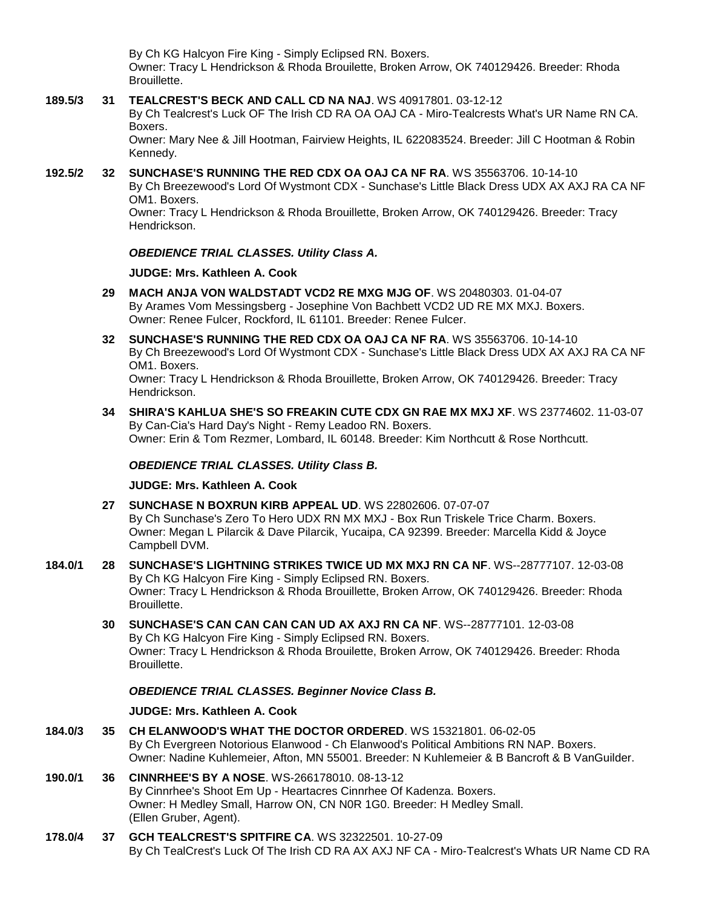By Ch KG Halcyon Fire King - Simply Eclipsed RN. Boxers.
Owner: Tracy L Hendrickson & Rhoda Brouilette, Broken Arrow, OK 740129426. Breeder: Rhoda Brouillette.

**189.5/3 31 TEALCREST'S BECK AND CALL CD NA NAJ**. WS 40917801. 03-12-12
By Ch Tealcrest's Luck OF The Irish CD RA OA OAJ CA - Miro-Tealcrests What's UR Name RN CA. Boxers.
Owner: Mary Nee & Jill Hootman, Fairview Heights, IL 622083524. Breeder: Jill C Hootman & Robin Kennedy.

**192.5/2 32 SUNCHASE'S RUNNING THE RED CDX OA OAJ CA NF RA**. WS 35563706. 10-14-10
By Ch Breezewood's Lord Of Wystmont CDX - Sunchase's Little Black Dress UDX AX AXJ RA CA NF OM1. Boxers.
Owner: Tracy L Hendrickson & Rhoda Brouillette, Broken Arrow, OK 740129426. Breeder: Tracy Hendrickson.

***OBEDIENCE TRIAL CLASSES. Utility Class A.***

**JUDGE: Mrs. Kathleen A. Cook**

**29 MACH ANJA VON WALDSTADT VCD2 RE MXG MJG OF**. WS 20480303. 01-04-07
By Arames Vom Messingsberg - Josephine Von Bachbett VCD2 UD RE MX MXJ. Boxers.
Owner: Renee Fulcer, Rockford, IL 61101. Breeder: Renee Fulcer.

**32 SUNCHASE'S RUNNING THE RED CDX OA OAJ CA NF RA**. WS 35563706. 10-14-10
By Ch Breezewood's Lord Of Wystmont CDX - Sunchase's Little Black Dress UDX AX AXJ RA CA NF OM1. Boxers.
Owner: Tracy L Hendrickson & Rhoda Brouillette, Broken Arrow, OK 740129426. Breeder: Tracy Hendrickson.

**34 SHIRA'S KAHLUA SHE'S SO FREAKIN CUTE CDX GN RAE MX MXJ XF**. WS 23774602. 11-03-07
By Can-Cia's Hard Day's Night - Remy Leadoo RN. Boxers.
Owner: Erin & Tom Rezmer, Lombard, IL 60148. Breeder: Kim Northcutt & Rose Northcutt.

***OBEDIENCE TRIAL CLASSES. Utility Class B.***

**JUDGE: Mrs. Kathleen A. Cook**

**27 SUNCHASE N BOXRUN KIRB APPEAL UD**. WS 22802606. 07-07-07
By Ch Sunchase's Zero To Hero UDX RN MX MXJ - Box Run Triskele Trice Charm. Boxers.
Owner: Megan L Pilarcik & Dave Pilarcik, Yucaipa, CA 92399. Breeder: Marcella Kidd & Joyce Campbell DVM.

**184.0/1 28 SUNCHASE'S LIGHTNING STRIKES TWICE UD MX MXJ RN CA NF**. WS--28777107. 12-03-08
By Ch KG Halcyon Fire King - Simply Eclipsed RN. Boxers.
Owner: Tracy L Hendrickson & Rhoda Brouillette, Broken Arrow, OK 740129426. Breeder: Rhoda Brouillette.

**30 SUNCHASE'S CAN CAN CAN CAN UD AX AXJ RN CA NF**. WS--28777101. 12-03-08
By Ch KG Halcyon Fire King - Simply Eclipsed RN. Boxers.
Owner: Tracy L Hendrickson & Rhoda Brouilette, Broken Arrow, OK 740129426. Breeder: Rhoda Brouillette.

***OBEDIENCE TRIAL CLASSES. Beginner Novice Class B.***

**JUDGE: Mrs. Kathleen A. Cook**

**184.0/3 35 CH ELANWOOD'S WHAT THE DOCTOR ORDERED**. WS 15321801. 06-02-05
By Ch Evergreen Notorious Elanwood - Ch Elanwood's Political Ambitions RN NAP. Boxers.
Owner: Nadine Kuhlemeier, Afton, MN 55001. Breeder: N Kuhlemeier & B Bancroft & B VanGuilder.

**190.0/1 36 CINNRHEE'S BY A NOSE**. WS-266178010. 08-13-12
By Cinnrhee's Shoot Em Up - Heartacres Cinnrhee Of Kadenza. Boxers.
Owner: H Medley Small, Harrow ON, CN N0R 1G0. Breeder: H Medley Small.
(Ellen Gruber, Agent).

**178.0/4 37 GCH TEALCREST'S SPITFIRE CA**. WS 32322501. 10-27-09
By Ch TealCrest's Luck Of The Irish CD RA AX AXJ NF CA - Miro-Tealcrest's Whats UR Name CD RA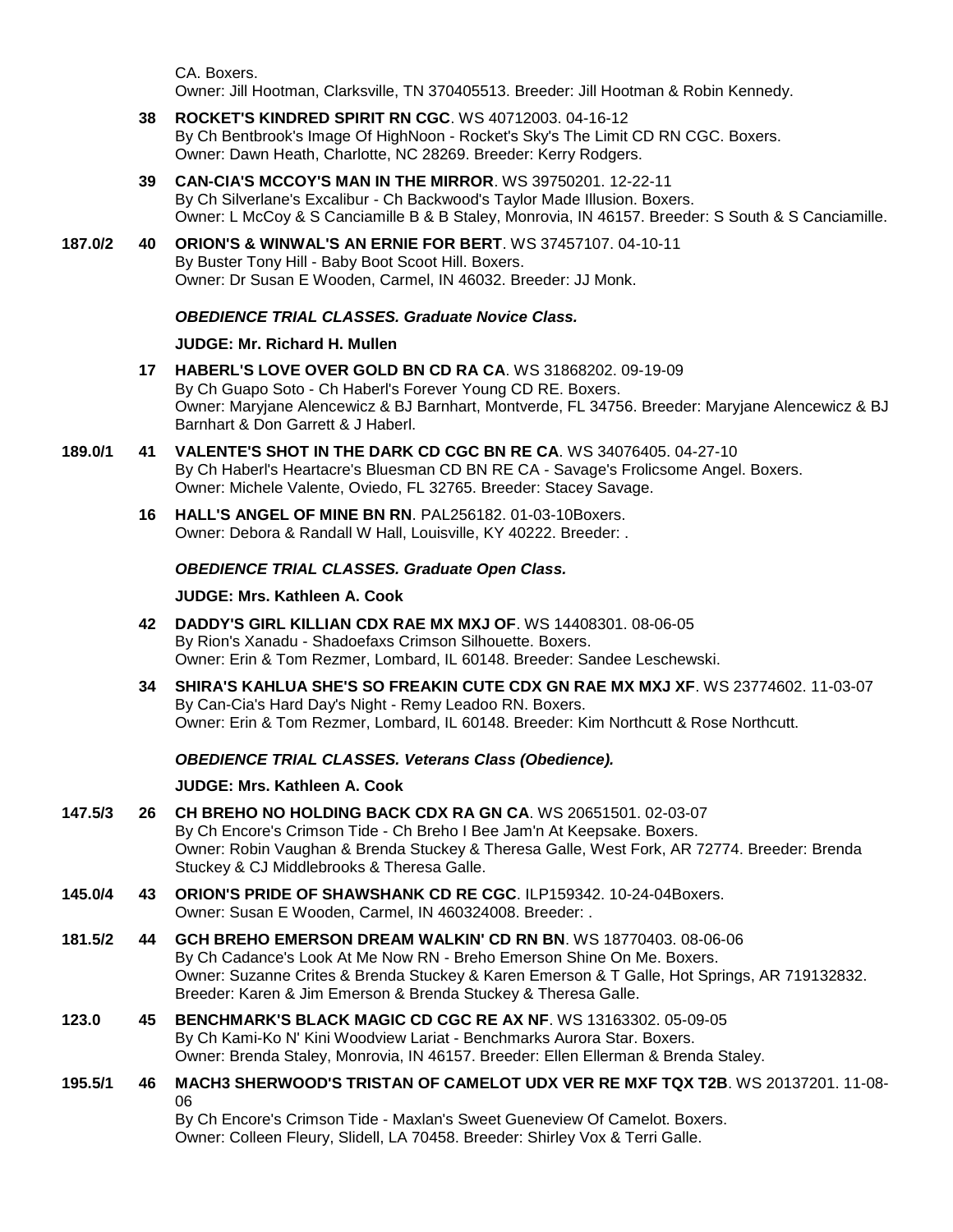CA. Boxers.
Owner: Jill Hootman, Clarksville, TN 370405513. Breeder: Jill Hootman & Robin Kennedy.

**38** **ROCKET'S KINDRED SPIRIT RN CGC**. WS 40712003. 04-16-12
By Ch Bentbrook's Image Of HighNoon - Rocket's Sky's The Limit CD RN CGC. Boxers.
Owner: Dawn Heath, Charlotte, NC 28269. Breeder: Kerry Rodgers.

**39** **CAN-CIA'S MCCOY'S MAN IN THE MIRROR**. WS 39750201. 12-22-11
By Ch Silverlane's Excalibur - Ch Backwood's Taylor Made Illusion. Boxers.
Owner: L McCoy & S Canciamille B & B Staley, Monrovia, IN 46157. Breeder: S South & S Canciamille.

**187.0/2** **40** **ORION'S & WINWAL'S AN ERNIE FOR BERT**. WS 37457107. 04-10-11
By Buster Tony Hill - Baby Boot Scoot Hill. Boxers.
Owner: Dr Susan E Wooden, Carmel, IN 46032. Breeder: JJ Monk.

***OBEDIENCE TRIAL CLASSES. Graduate Novice Class.***

**JUDGE: Mr. Richard H. Mullen**

**17** **HABERL'S LOVE OVER GOLD BN CD RA CA**. WS 31868202. 09-19-09
By Ch Guapo Soto - Ch Haberl's Forever Young CD RE. Boxers.
Owner: Maryjane Alencewicz & BJ Barnhart, Montverde, FL 34756. Breeder: Maryjane Alencewicz & BJ Barnhart & Don Garrett & J Haberl.

**189.0/1** **41** **VALENTE'S SHOT IN THE DARK CD CGC BN RE CA**. WS 34076405. 04-27-10
By Ch Haberl's Heartacre's Bluesman CD BN RE CA - Savage's Frolicsome Angel. Boxers.
Owner: Michele Valente, Oviedo, FL 32765. Breeder: Stacey Savage.

**16** **HALL'S ANGEL OF MINE BN RN**. PAL256182. 01-03-10Boxers.
Owner: Debora & Randall W Hall, Louisville, KY 40222. Breeder: .

***OBEDIENCE TRIAL CLASSES. Graduate Open Class.***

**JUDGE: Mrs. Kathleen A. Cook**

**42** **DADDY'S GIRL KILLIAN CDX RAE MX MXJ OF**. WS 14408301. 08-06-05
By Rion's Xanadu - Shadoefaxs Crimson Silhouette. Boxers.
Owner: Erin & Tom Rezmer, Lombard, IL 60148. Breeder: Sandee Leschewski.

**34** **SHIRA'S KAHLUA SHE'S SO FREAKIN CUTE CDX GN RAE MX MXJ XF**. WS 23774602. 11-03-07
By Can-Cia's Hard Day's Night - Remy Leadoo RN. Boxers.
Owner: Erin & Tom Rezmer, Lombard, IL 60148. Breeder: Kim Northcutt & Rose Northcutt.

***OBEDIENCE TRIAL CLASSES. Veterans Class (Obedience).***

**JUDGE: Mrs. Kathleen A. Cook**

**147.5/3** **26** **CH BREHO NO HOLDING BACK CDX RA GN CA**. WS 20651501. 02-03-07
By Ch Encore's Crimson Tide - Ch Breho I Bee Jam'n At Keepsake. Boxers.
Owner: Robin Vaughan & Brenda Stuckey & Theresa Galle, West Fork, AR 72774. Breeder: Brenda Stuckey & CJ Middlebrooks & Theresa Galle.

**145.0/4** **43** **ORION'S PRIDE OF SHAWSHANK CD RE CGC**. ILP159342. 10-24-04Boxers.
Owner: Susan E Wooden, Carmel, IN 460324008. Breeder: .

**181.5/2** **44** **GCH BREHO EMERSON DREAM WALKIN' CD RN BN**. WS 18770403. 08-06-06
By Ch Cadance's Look At Me Now RN - Breho Emerson Shine On Me. Boxers.
Owner: Suzanne Crites & Brenda Stuckey & Karen Emerson & T Galle, Hot Springs, AR 719132832. Breeder: Karen & Jim Emerson & Brenda Stuckey & Theresa Galle.

**123.0** **45** **BENCHMARK'S BLACK MAGIC CD CGC RE AX NF**. WS 13163302. 05-09-05
By Ch Kami-Ko N' Kini Woodview Lariat - Benchmarks Aurora Star. Boxers.
Owner: Brenda Staley, Monrovia, IN 46157. Breeder: Ellen Ellerman & Brenda Staley.

**195.5/1** **46** **MACH3 SHERWOOD'S TRISTAN OF CAMELOT UDX VER RE MXF TQX T2B**. WS 20137201. 11-08-06
By Ch Encore's Crimson Tide - Maxlan's Sweet Gueneview Of Camelot. Boxers.
Owner: Colleen Fleury, Slidell, LA 70458. Breeder: Shirley Vox & Terri Galle.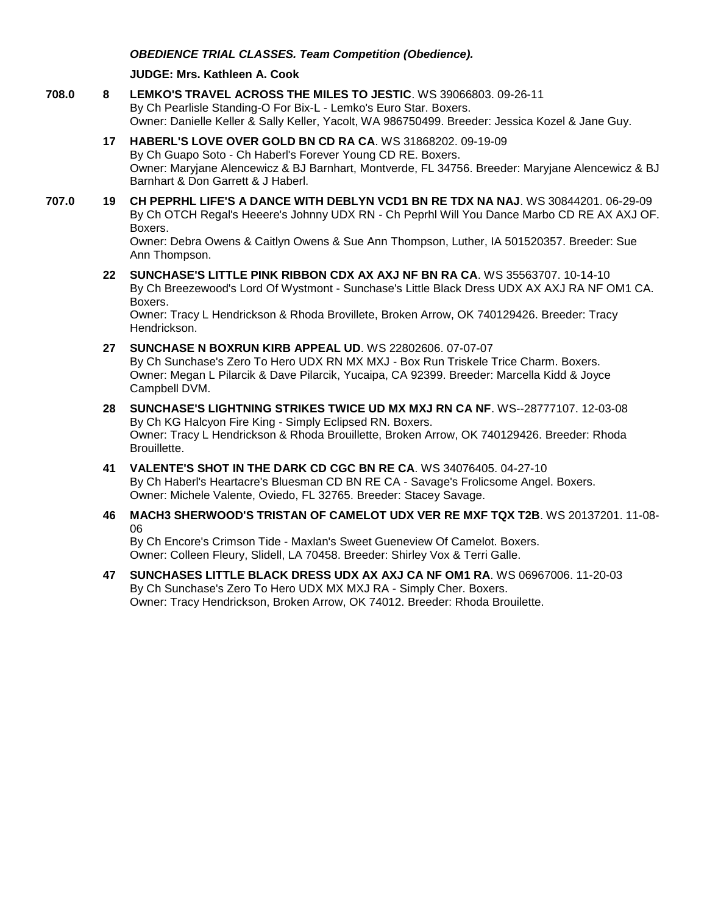***OBEDIENCE TRIAL CLASSES. Team Competition (Obedience).***

**JUDGE: Mrs. Kathleen A. Cook**

**708.0** **8** **LEMKO'S TRAVEL ACROSS THE MILES TO JESTIC**. WS 39066803. 09-26-11
By Ch Pearlisle Standing-O For Bix-L - Lemko's Euro Star. Boxers.
Owner: Danielle Keller & Sally Keller, Yacolt, WA 986750499. Breeder: Jessica Kozel & Jane Guy.

**17** **HABERL'S LOVE OVER GOLD BN CD RA CA**. WS 31868202. 09-19-09
By Ch Guapo Soto - Ch Haberl's Forever Young CD RE. Boxers.
Owner: Maryjane Alencewicz & BJ Barnhart, Montverde, FL 34756. Breeder: Maryjane Alencewicz & BJ Barnhart & Don Garrett & J Haberl.

**707.0** **19** **CH PEPRHL LIFE'S A DANCE WITH DEBLYN VCD1 BN RE TDX NA NAJ**. WS 30844201. 06-29-09
By Ch OTCH Regal's Heeere's Johnny UDX RN - Ch Peprhl Will You Dance Marbo CD RE AX AXJ OF. Boxers.
Owner: Debra Owens & Caitlyn Owens & Sue Ann Thompson, Luther, IA 501520357. Breeder: Sue Ann Thompson.

**22** **SUNCHASE'S LITTLE PINK RIBBON CDX AX AXJ NF BN RA CA**. WS 35563707. 10-14-10
By Ch Breezewood's Lord Of Wystmont - Sunchase's Little Black Dress UDX AX AXJ RA NF OM1 CA. Boxers.
Owner: Tracy L Hendrickson & Rhoda Brovillete, Broken Arrow, OK 740129426. Breeder: Tracy Hendrickson.

**27** **SUNCHASE N BOXRUN KIRB APPEAL UD**. WS 22802606. 07-07-07
By Ch Sunchase's Zero To Hero UDX RN MX MXJ - Box Run Triskele Trice Charm. Boxers.
Owner: Megan L Pilarcik & Dave Pilarcik, Yucaipa, CA 92399. Breeder: Marcella Kidd & Joyce Campbell DVM.

**28** **SUNCHASE'S LIGHTNING STRIKES TWICE UD MX MXJ RN CA NF**. WS--28777107. 12-03-08
By Ch KG Halcyon Fire King - Simply Eclipsed RN. Boxers.
Owner: Tracy L Hendrickson & Rhoda Brouillette, Broken Arrow, OK 740129426. Breeder: Rhoda Brouillette.

**41** **VALENTE'S SHOT IN THE DARK CD CGC BN RE CA**. WS 34076405. 04-27-10
By Ch Haberl's Heartacre's Bluesman CD BN RE CA - Savage's Frolicsome Angel. Boxers.
Owner: Michele Valente, Oviedo, FL 32765. Breeder: Stacey Savage.

**46** **MACH3 SHERWOOD'S TRISTAN OF CAMELOT UDX VER RE MXF TQX T2B**. WS 20137201. 11-08-06
By Ch Encore's Crimson Tide - Maxlan's Sweet Gueneview Of Camelot. Boxers.
Owner: Colleen Fleury, Slidell, LA 70458. Breeder: Shirley Vox & Terri Galle.

**47** **SUNCHASES LITTLE BLACK DRESS UDX AX AXJ CA NF OM1 RA**. WS 06967006. 11-20-03
By Ch Sunchase's Zero To Hero UDX MX MXJ RA - Simply Cher. Boxers.
Owner: Tracy Hendrickson, Broken Arrow, OK 74012. Breeder: Rhoda Brouilette.